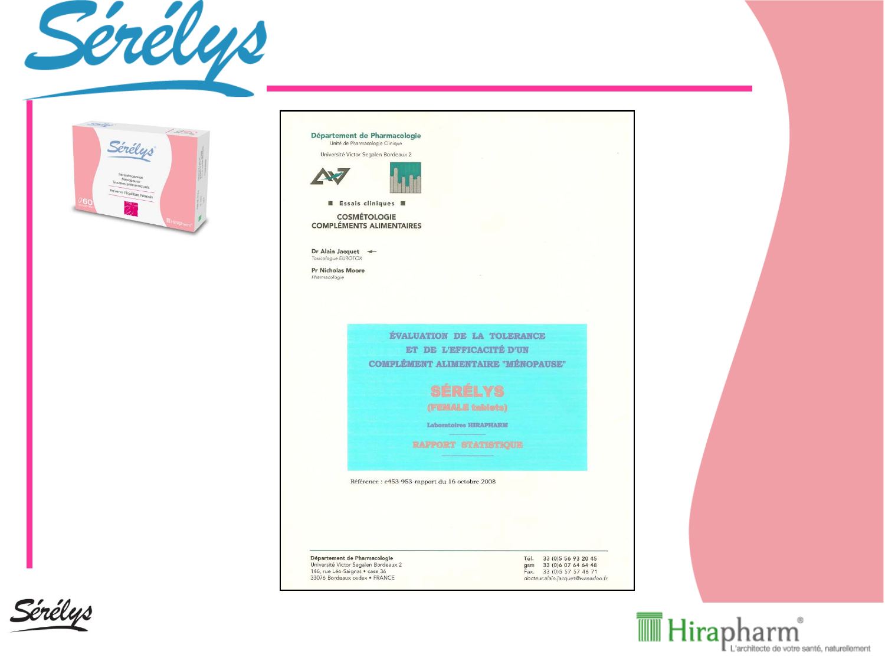# Sérélys

Département de Pharmacologie
Unité de Pharmacologie Clinique

Université Victor Segalen Bordeaux 2

■ Essais cliniques ■

COSMÉTOLOGIE
COMPLÉMENTS ALIMENTAIRES

**Dr Alain Jacquet** ◄—
*Toxicologue EUROTOX*

**Pr Nicholas Moore**
*Pharmacologie*

## ÉVALUATION DE LA TOLERANCE ET DE L'EFFICACITÉ D'UN COMPLÉMENT ALIMENTAIRE "MÉNOPAUSE"

## SÉRÉLYS

**(FEMALE tablets)**

**Laboratoires HIRAPHARM**

**RAPPORT STATISTIQUE**

Référence : e453-953-rapport du 16 octobre 2008

**Département de Pharmacologie**
Université Victor Segalen Bordeaux 2
146, rue Léo-Saignat • case 36
33076 Bordeaux cedex • FRANCE

Tél. 33 (0)5 56 93 20 45
gsm 33 (0)6 07 64 64 48
Fax. 33 (0)5 57 57 46 71
docteur.alain.jacquet@wanadoo.fr

Sérélys

Hirapharm® L'architecte de votre santé, naturellement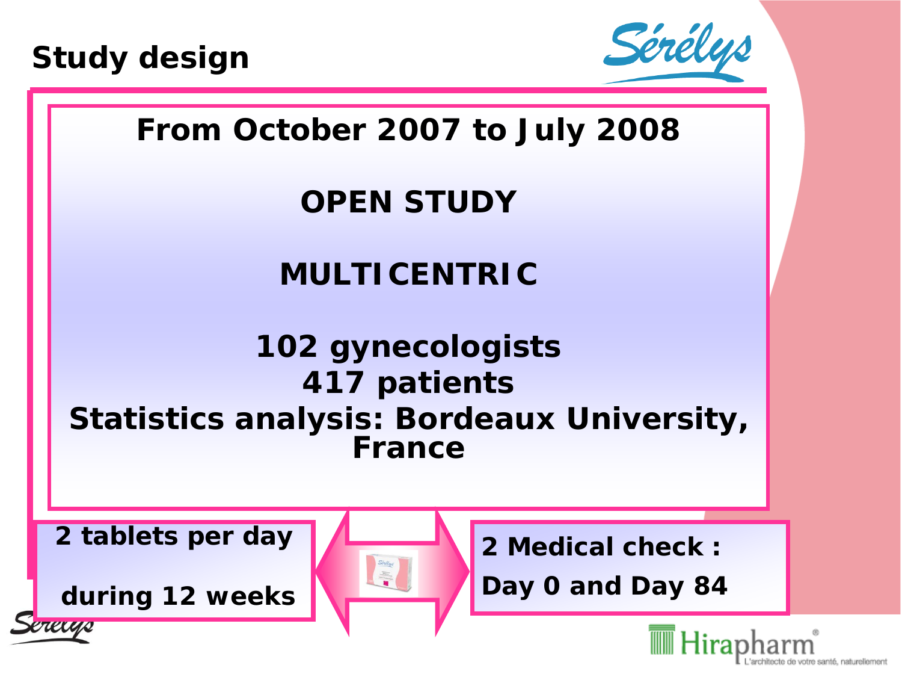# Study design

**From October 2007 to July 2008**

**OPEN STUDY**

**MULTICENTRIC**

**102 gynecologists**
**417 patients**
**Statistics analysis: Bordeaux University, France**

**2 tablets per day**

**during 12 weeks**

**2 Medical check :**

**Day 0 and Day 84**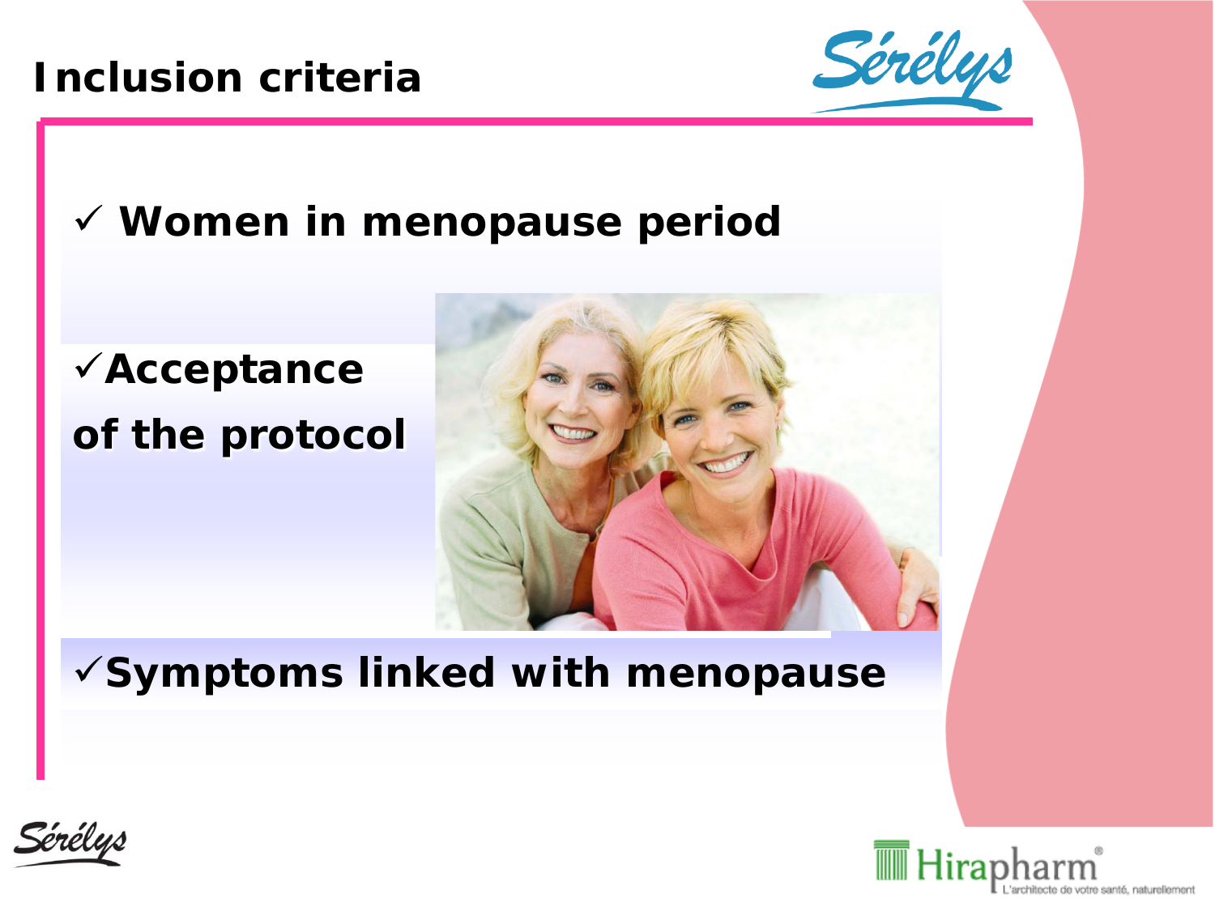# Inclusion criteria

- ✓ **Women in menopause period**
- ✓ **Acceptance of the protocol**
- ✓ **Symptoms linked with menopause**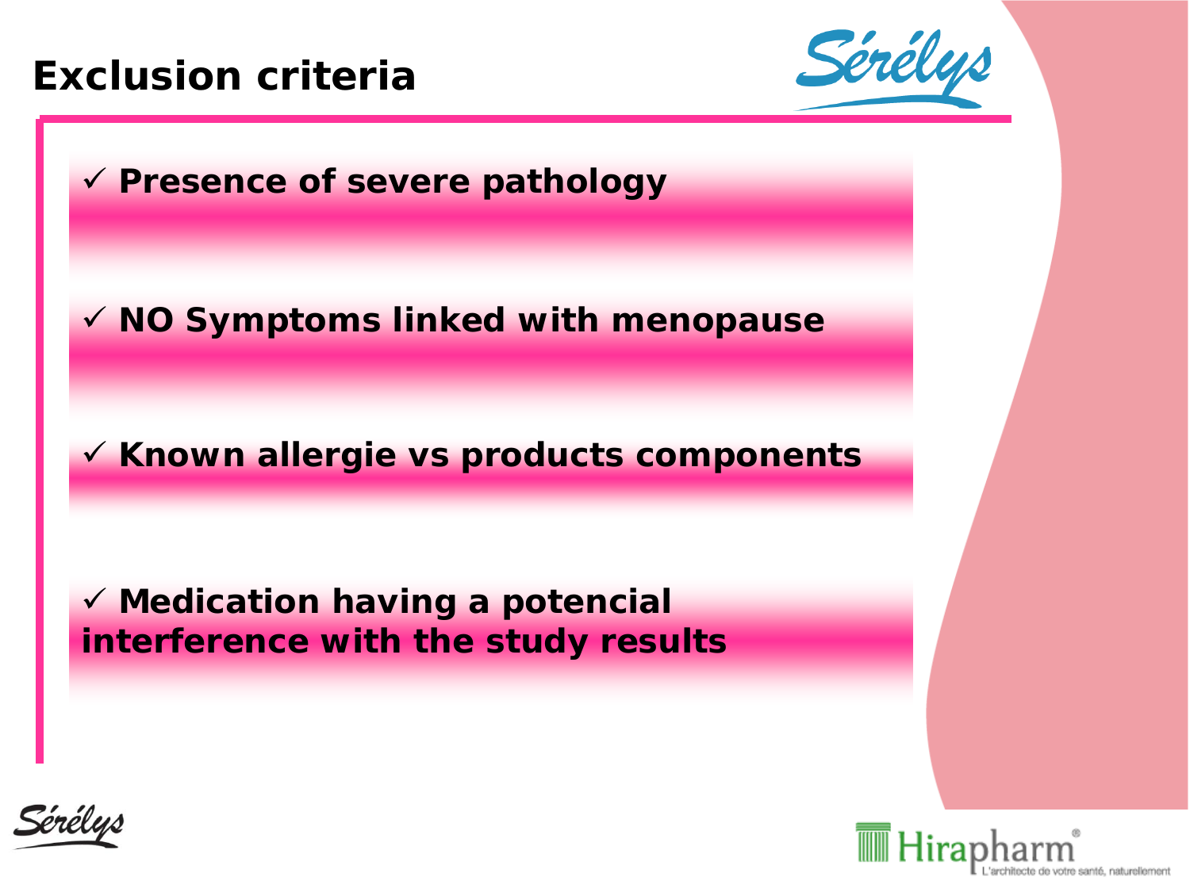# Exclusion criteria

- ✓ **Presence of severe pathology**
- ✓ **NO Symptoms linked with menopause**
- ✓ **Known allergie vs products components**
- ✓ **Medication having a potencial interference with the study results**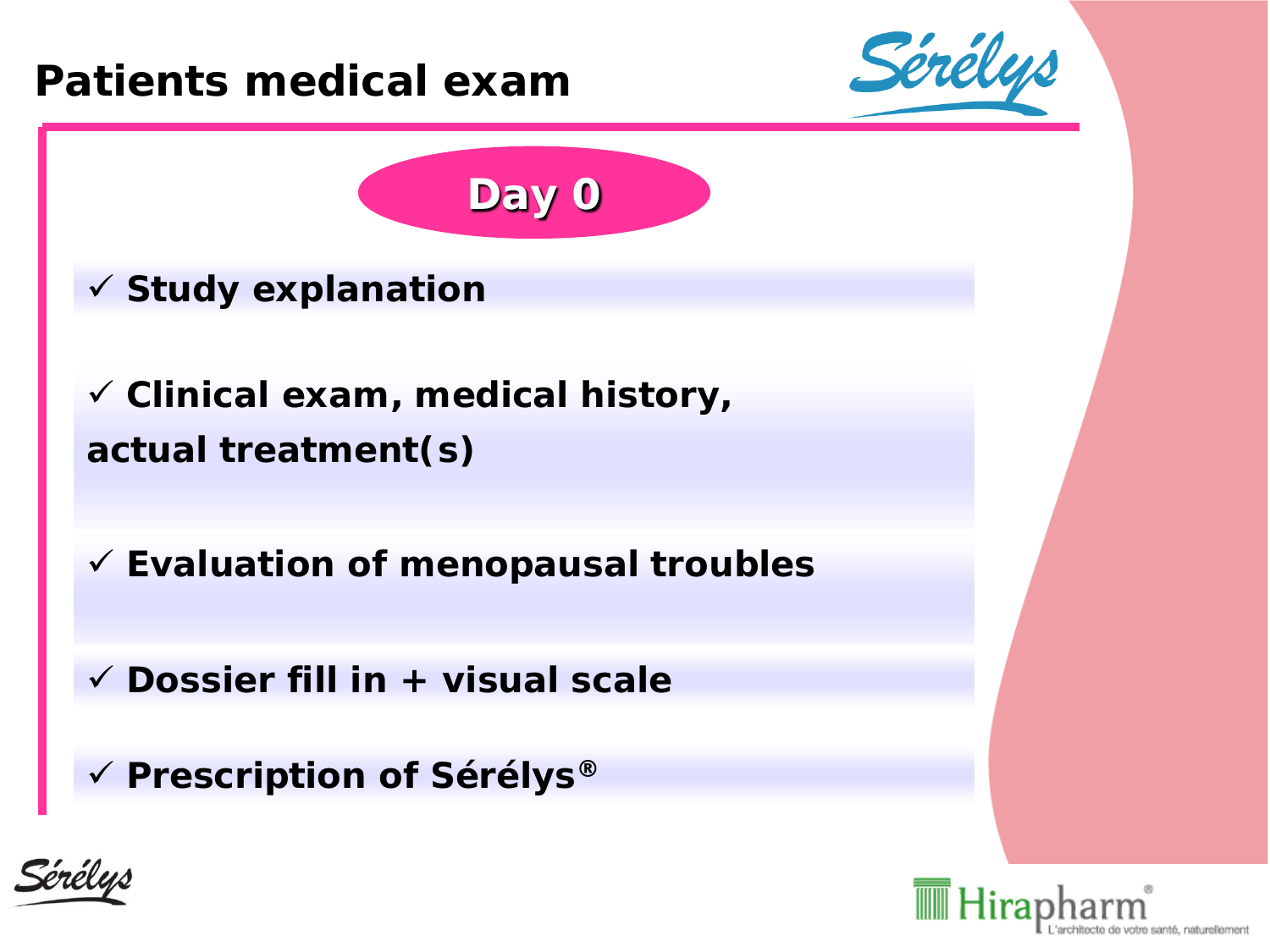# Patients medical exam

## Day 0

- ✓ **Study explanation**
- ✓ **Clinical exam, medical history, actual treatment(s)**
- ✓ **Evaluation of menopausal troubles**
- ✓ **Dossier fill in + visual scale**
- ✓ **Prescription of Sérélys®**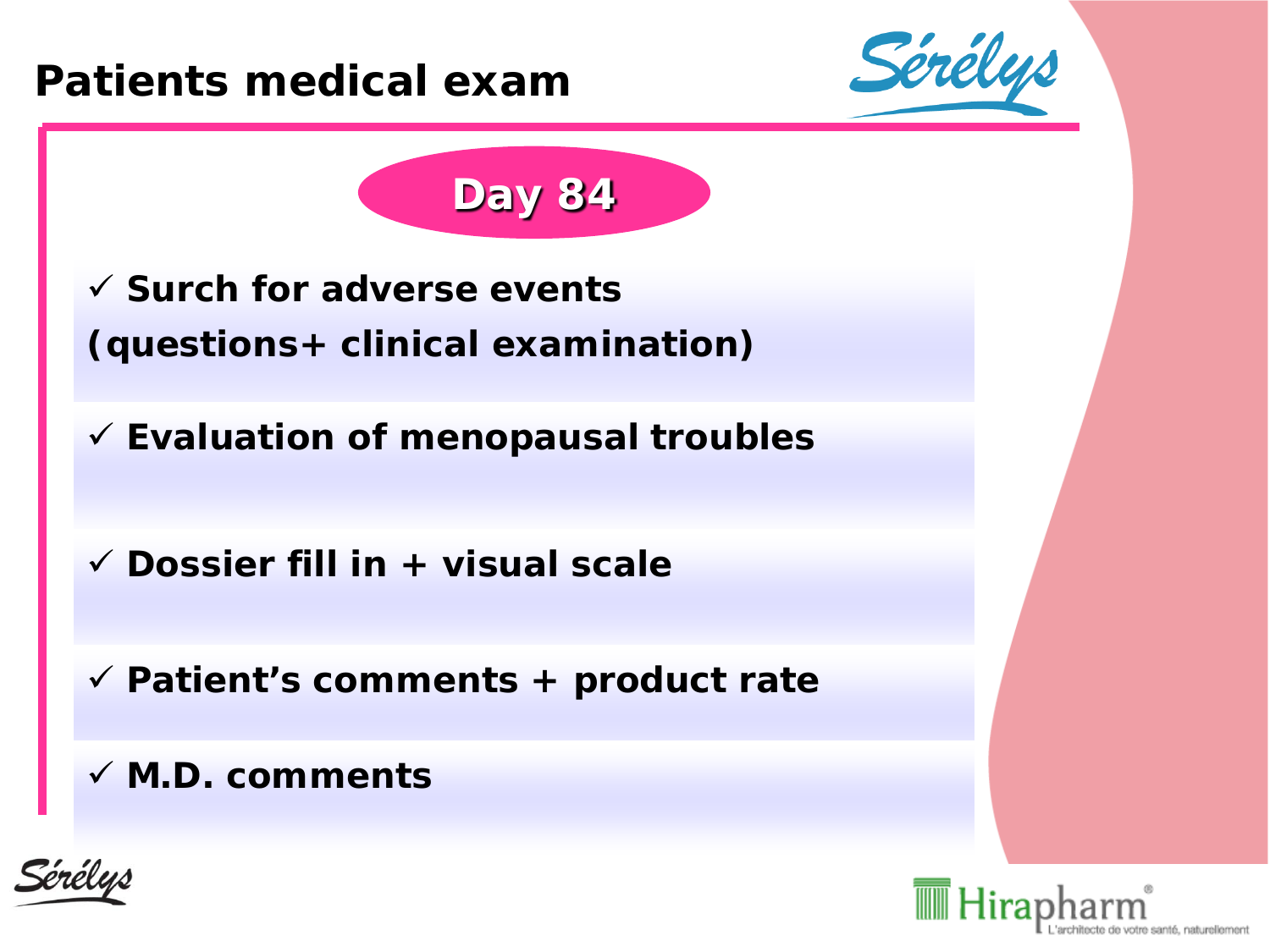# Patients medical exam

## Day 84

- ✓ **Surch for adverse events (questions+ clinical examination)**
- ✓ **Evaluation of menopausal troubles**
- ✓ **Dossier fill in + visual scale**
- ✓ **Patient's comments + product rate**
- ✓ **M.D. comments**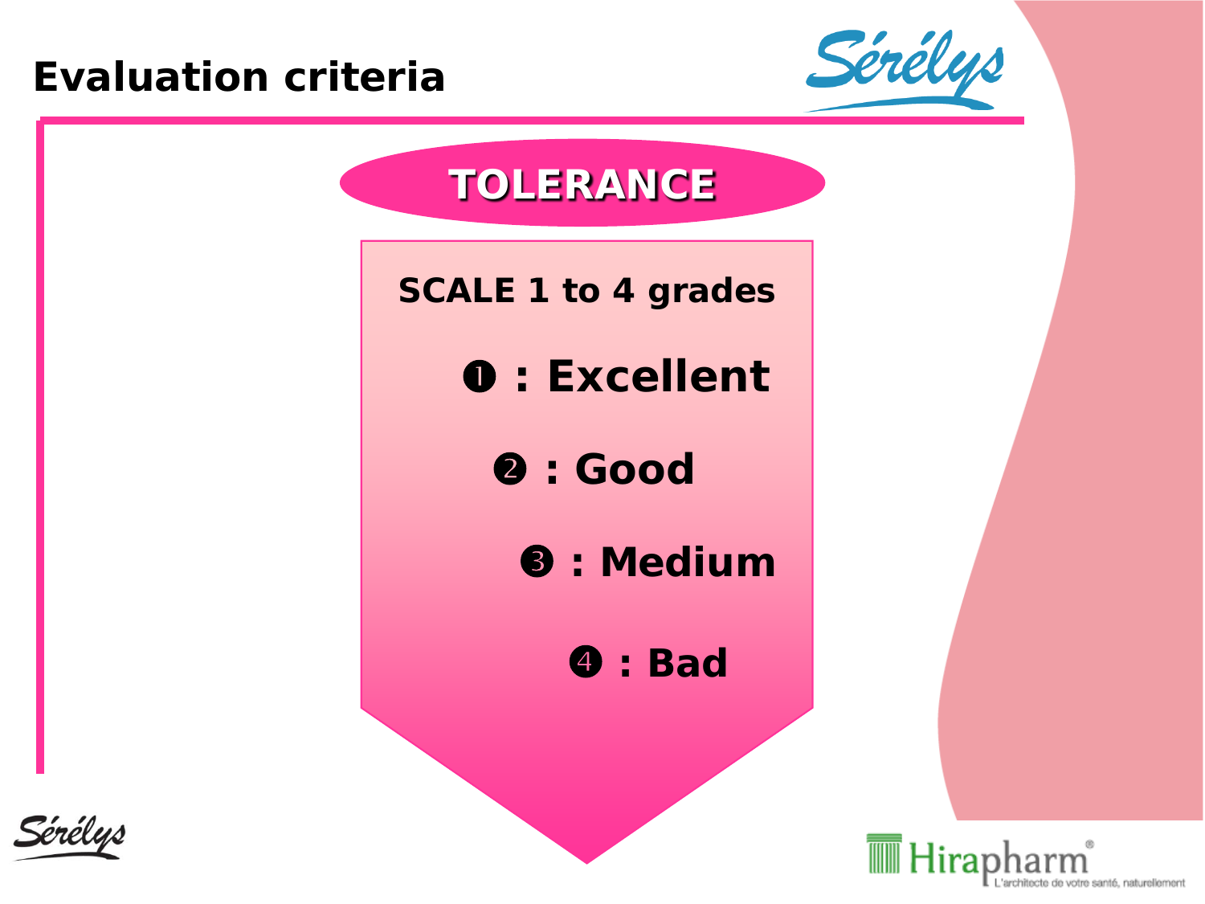# Evaluation criteria

## TOLERANCE

**SCALE 1 to 4 grades**

- ❶ : **Excellent**
- ❷ : **Good**
- ❸ : **Medium**
- ❹ : **Bad**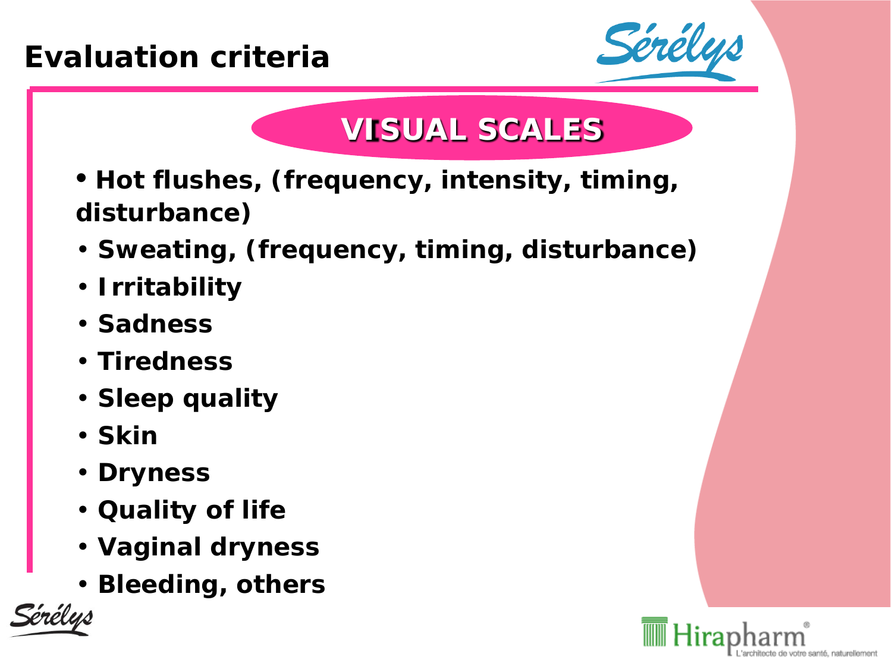# Evaluation criteria

## VISUAL SCALES

- **Hot flushes, (frequency, intensity, timing, disturbance)**
- **Sweating, (frequency, timing, disturbance)**
- **Irritability**
- **Sadness**
- **Tiredness**
- **Sleep quality**
- **Skin**
- **Dryness**
- **Quality of life**
- **Vaginal dryness**
- **Bleeding, others**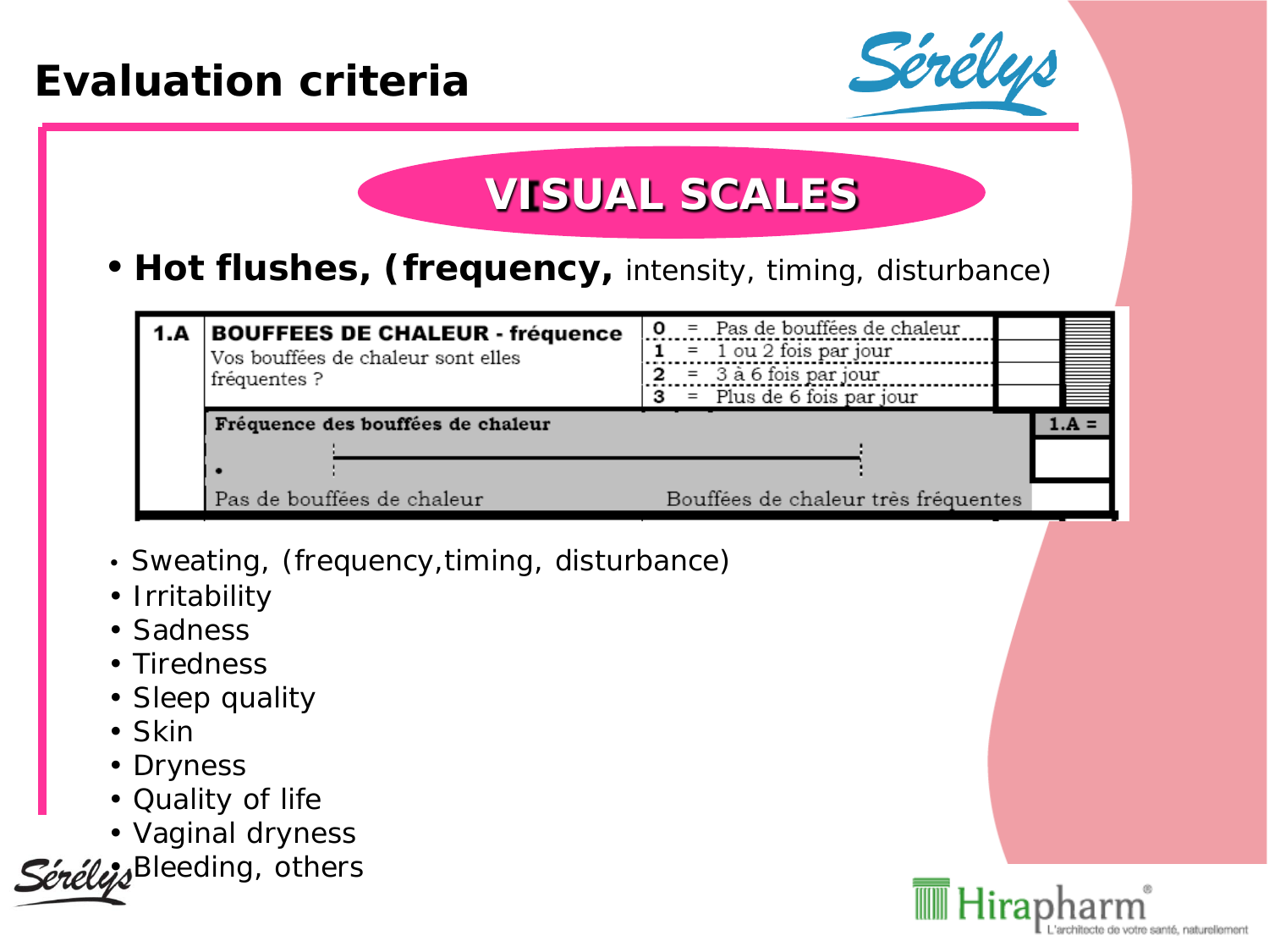# Evaluation criteria

## VISUAL SCALES

- **Hot flushes, (frequency,** intensity, timing, disturbance)

| 1.A | **BOUFFEES DE CHALEUR - fréquence** Vos bouffées de chaleur sont elles fréquentes ? | **0** = Pas de bouffées de chaleur<br>**1** = 1 ou 2 fois par jour<br>**2** = 3 à 6 fois par jour<br>**3** = Plus de 6 fois par jour | |
|---|---|---|---|
| | **Fréquence des bouffées de chaleur** — Pas de bouffées de chaleur ——— Bouffées de chaleur très fréquentes | | **1.A =** |

- Sweating, (frequency,timing, disturbance)
- Irritability
- Sadness
- Tiredness
- Sleep quality
- Skin
- Dryness
- Quality of life
- Vaginal dryness
- Bleeding, others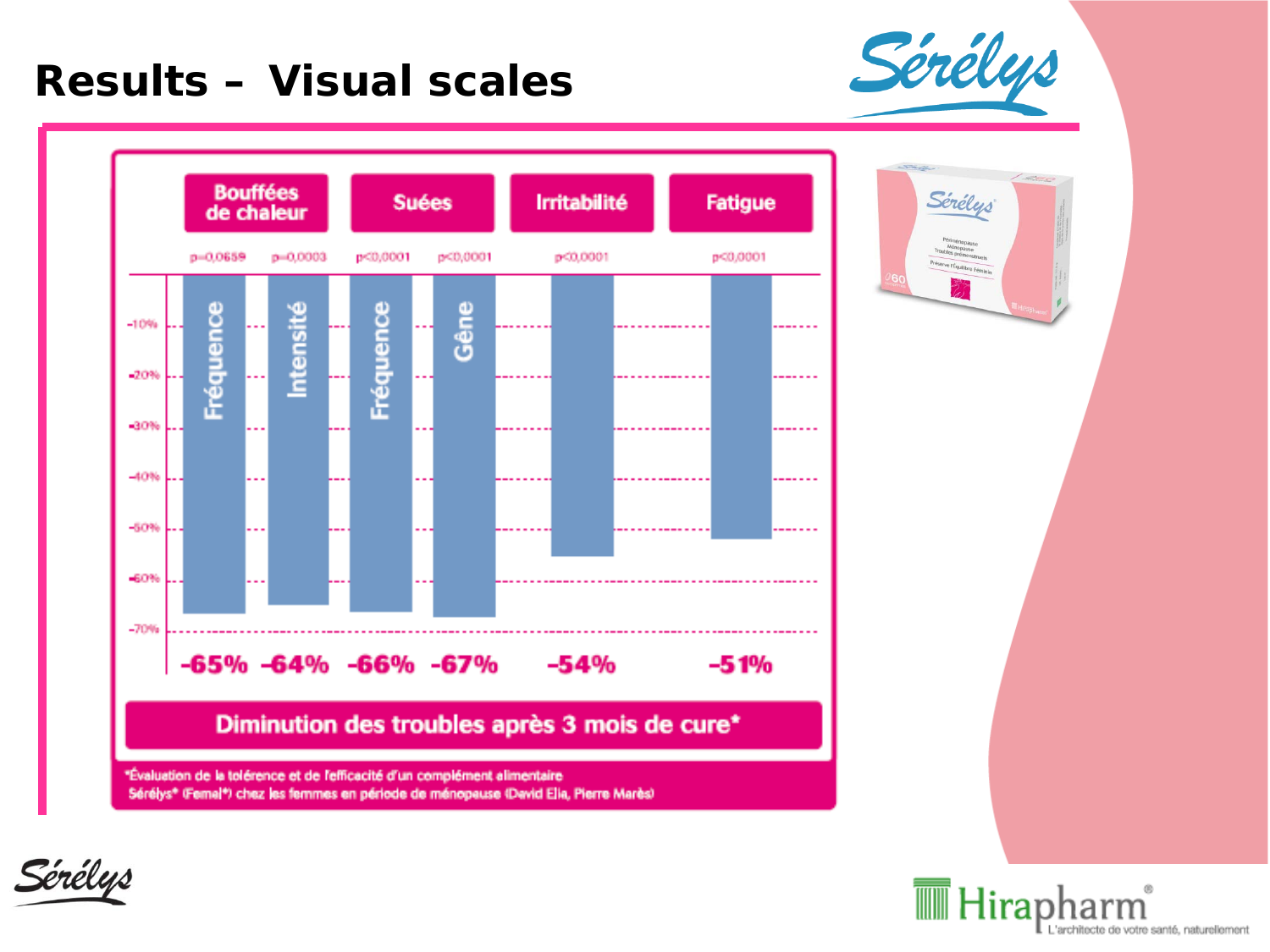# Results – Visual scales

| | Bouffées de chaleur | | Suées | | Irritabilité | Fatigue |
|---|---|---|---|---|---|---|
| | Fréquence | Intensité | Fréquence | Gêne | | |
| p | p=0,0659 | p=0,0003 | p<0,0001 | p<0,0001 | p<0,0001 | p<0,0001 |
| Diminution | -65% | -64% | -66% | -67% | -54% | -51% |

**Diminution des troubles après 3 mois de cure***

*Évaluation de la tolérance et de l'efficacité d'un complément alimentaire Sérélys* (Femal*) chez les femmes en période de ménopause (David Elia, Pierre Marès)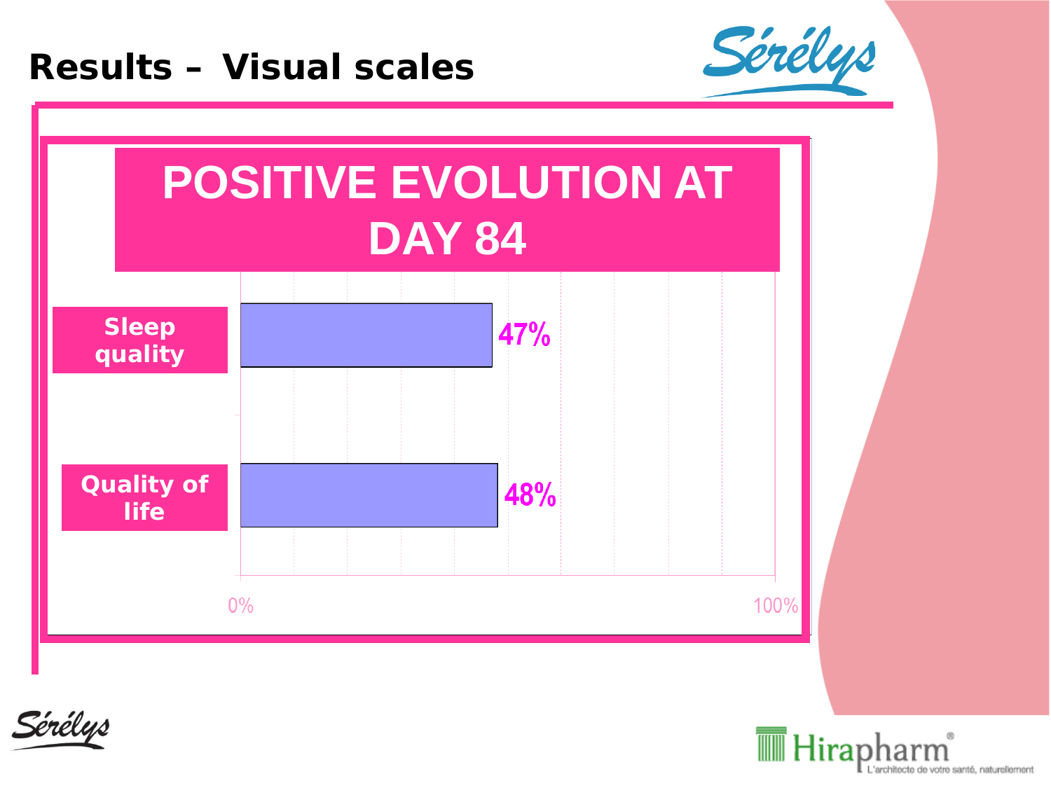# Results – Visual scales

## POSITIVE EVOLUTION AT DAY 84

| | |
|---|---|
| Sleep quality | 47% |
| Quality of life | 48% |

0% — 100%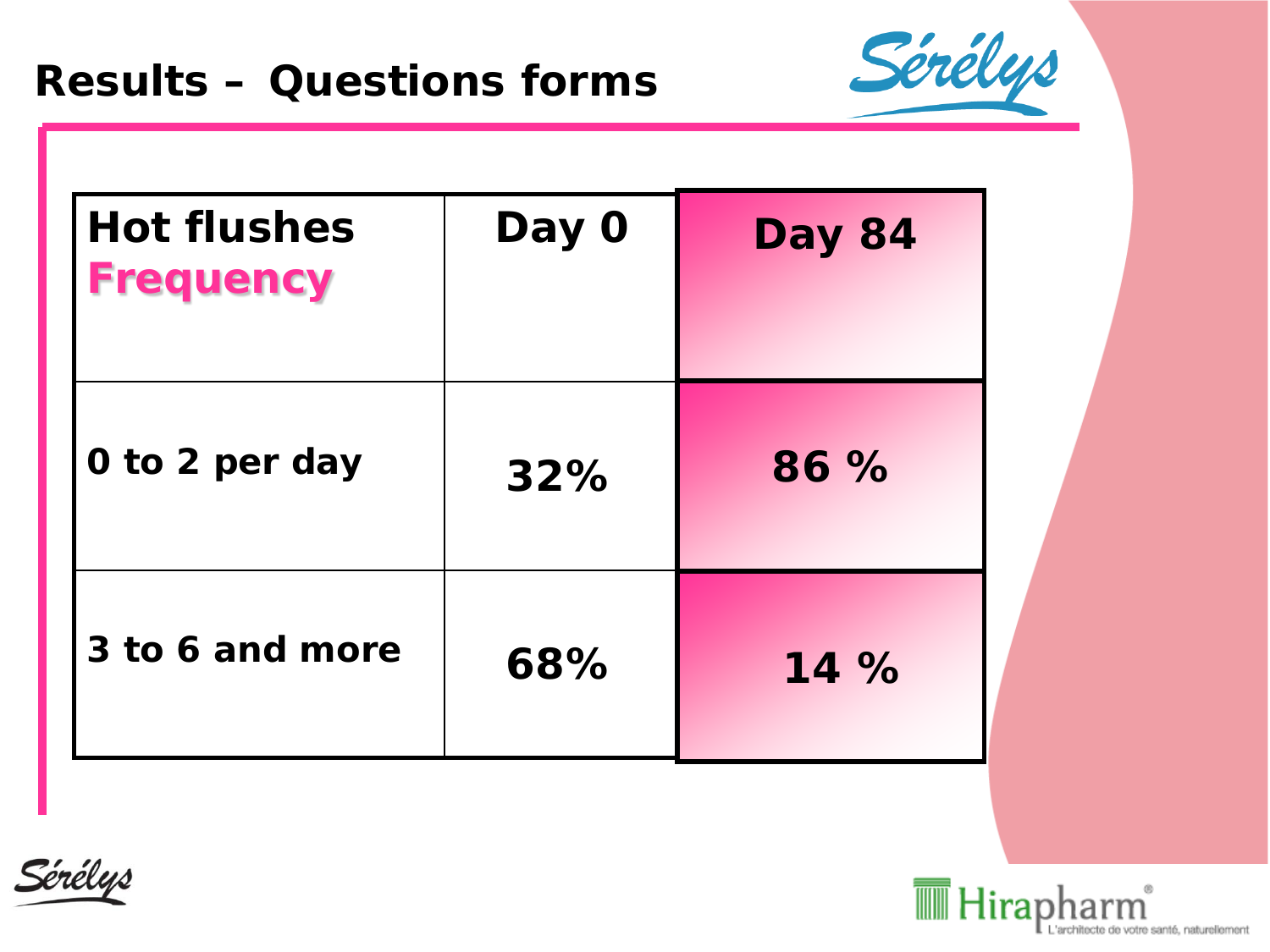## Results – Questions forms

| Hot flushes **Frequency** | Day 0 | Day 84 |
|---|---|---|
| 0 to 2 per day | 32% | 86 % |
| 3 to 6 and more | 68% | 14 % |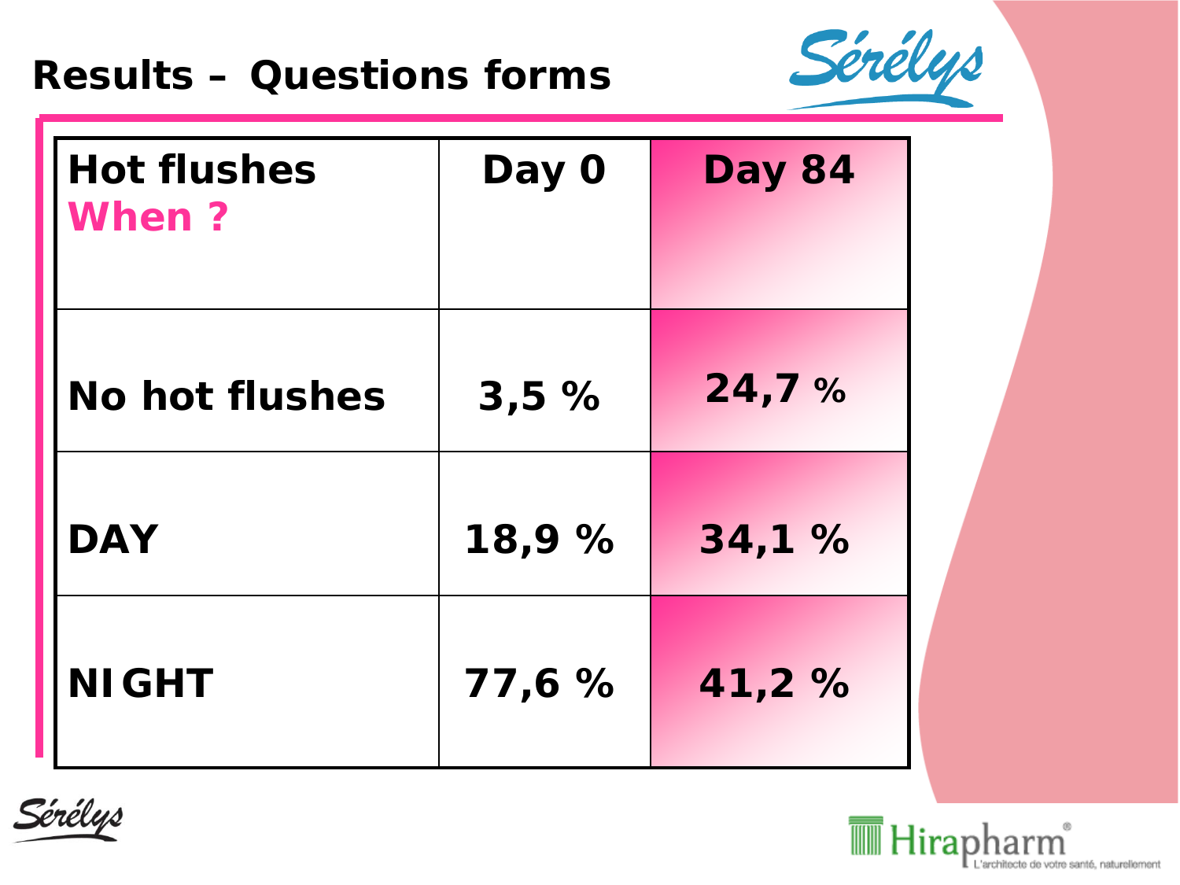# Results – Questions forms

| Hot flushes **When ?** | Day 0 | Day 84 |
|---|---|---|
| No hot flushes | 3,5 % | 24,7 % |
| DAY | 18,9 % | 34,1 % |
| NIGHT | 77,6 % | 41,2 % |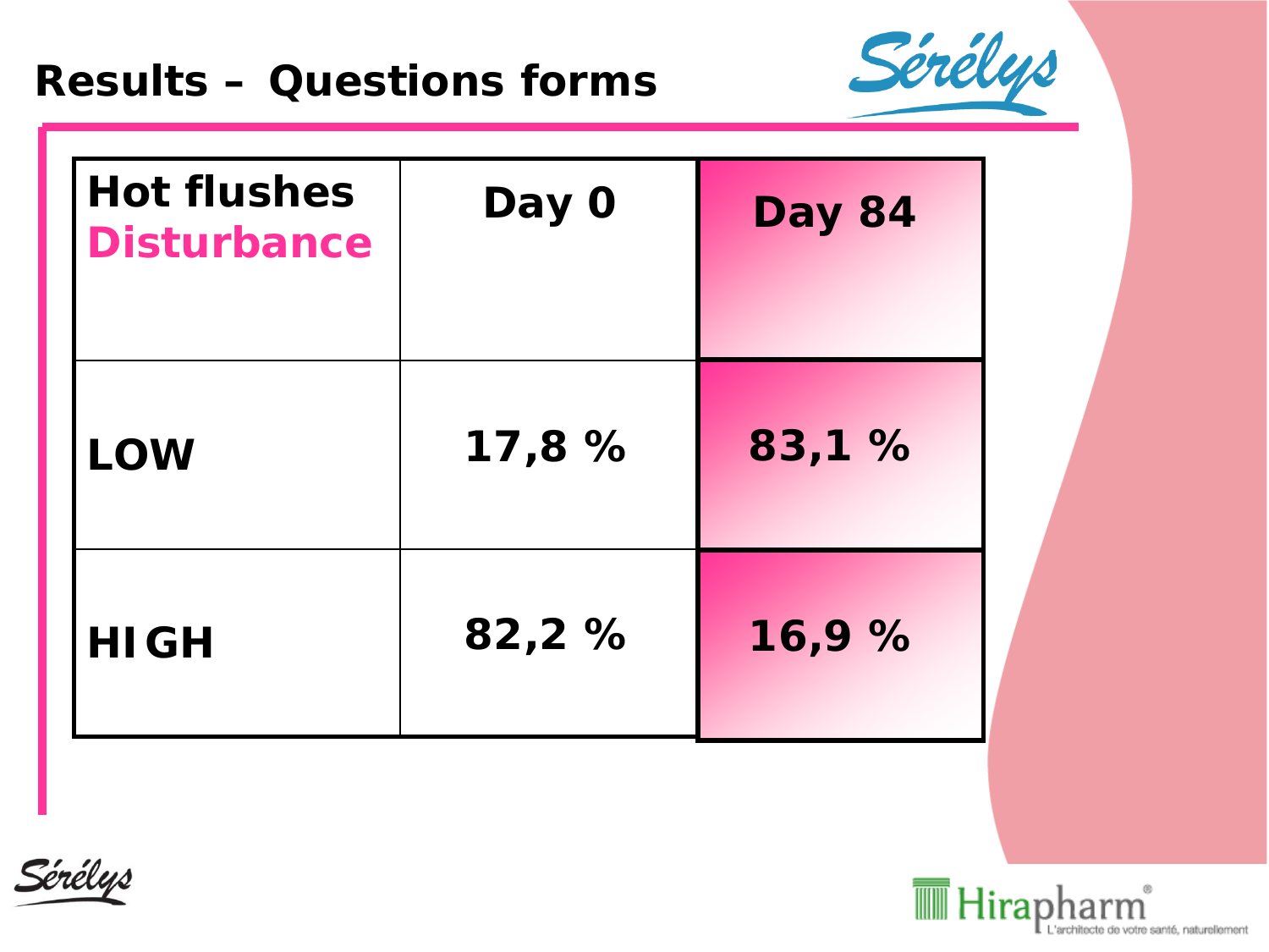# Results – Questions forms

| Hot flushes Disturbance | Day 0 | Day 84 |
|---|---|---|
| LOW | 17,8 % | 83,1 % |
| HIGH | 82,2 % | 16,9 % |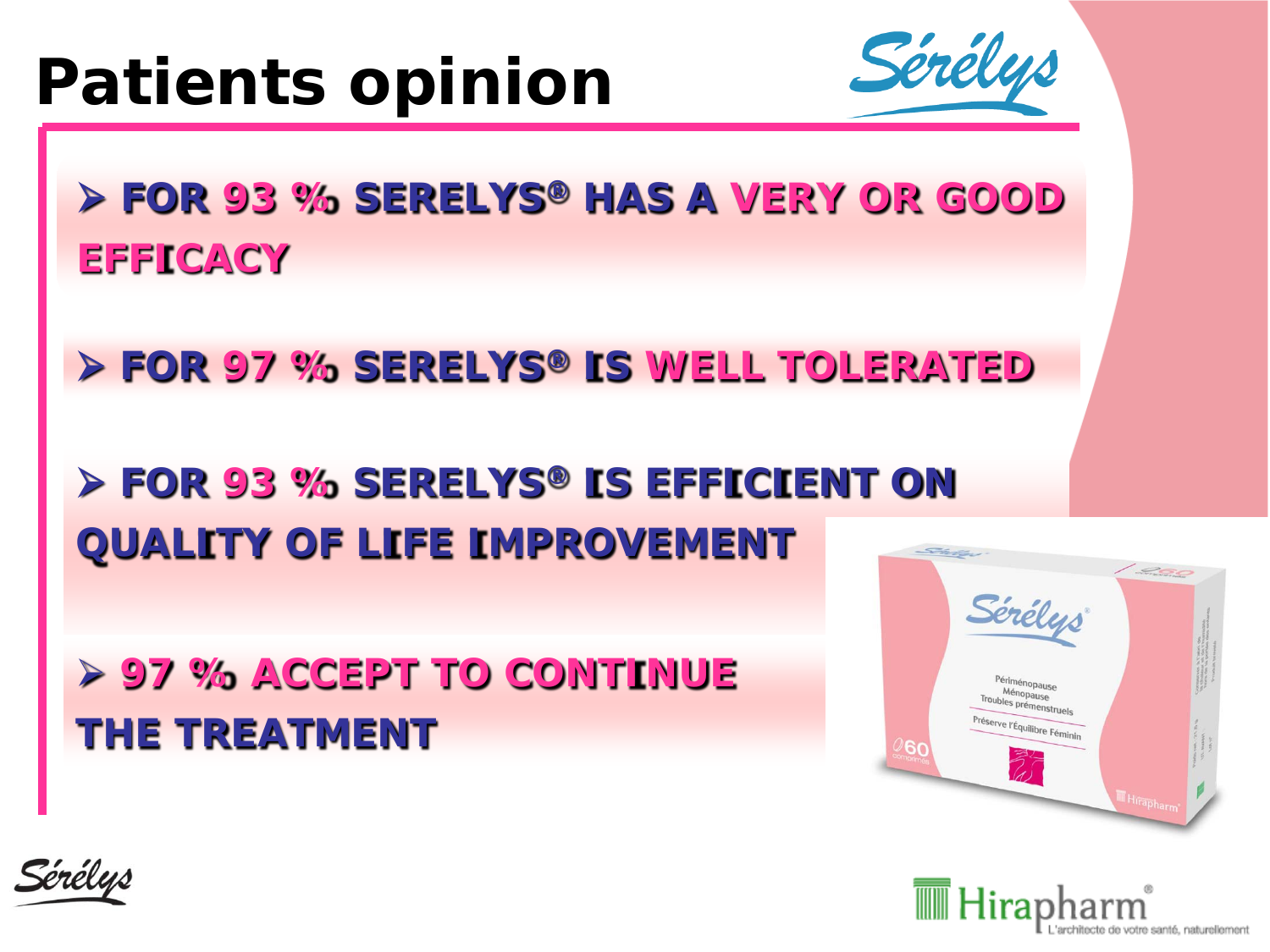# Patients opinion

- **FOR 93 % SERELYS® HAS A VERY OR GOOD EFFICACY**
- **FOR 97 % SERELYS® IS WELL TOLERATED**
- **FOR 93 % SERELYS® IS EFFICIENT ON QUALITY OF LIFE IMPROVEMENT**
- **97 % ACCEPT TO CONTINUE THE TREATMENT**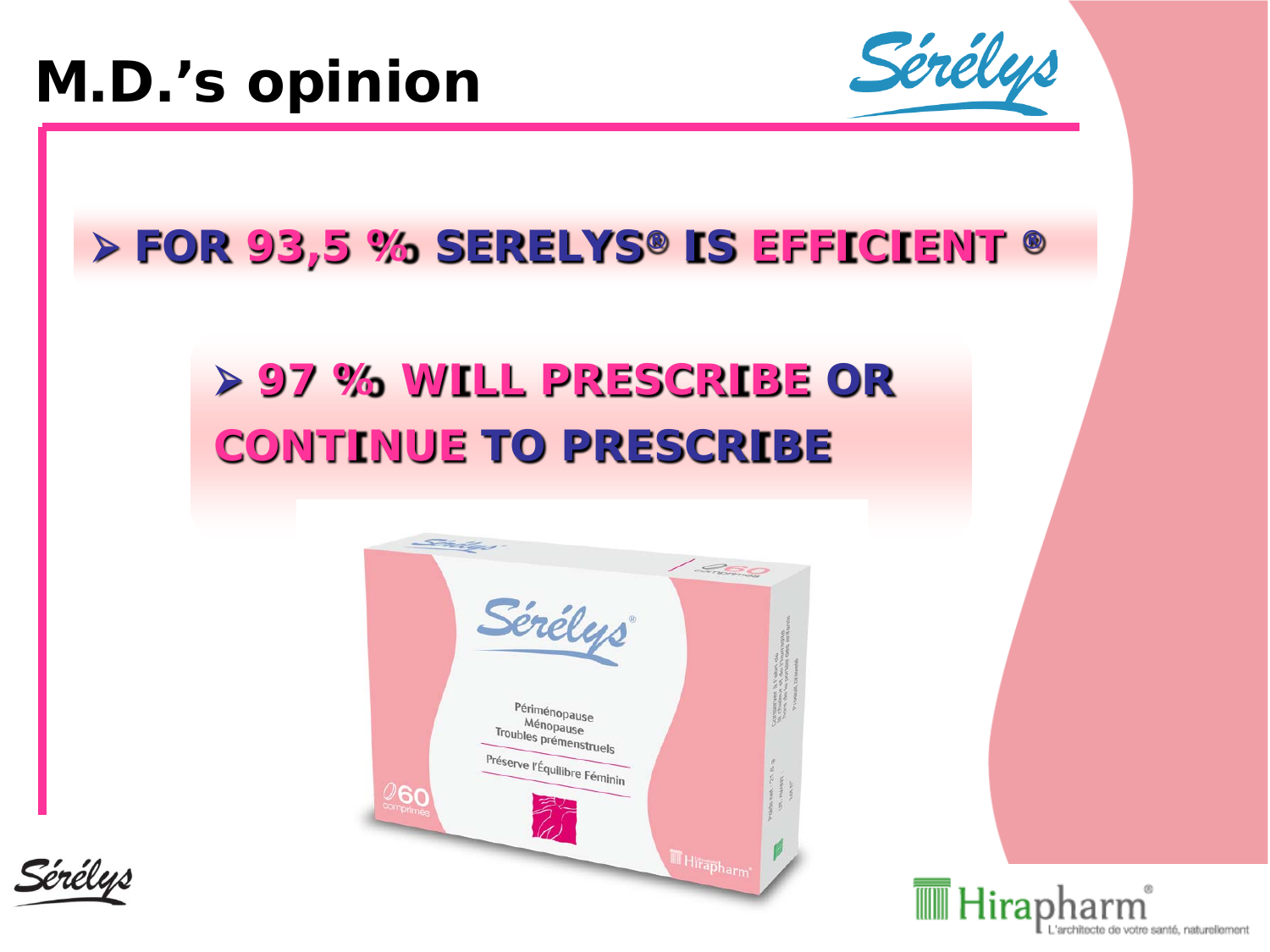# M.D.'s opinion

- FOR 93,5 % SERELYS® IS EFFICIENT ®

- 97 % WILL PRESCRIBE OR CONTINUE TO PRESCRIBE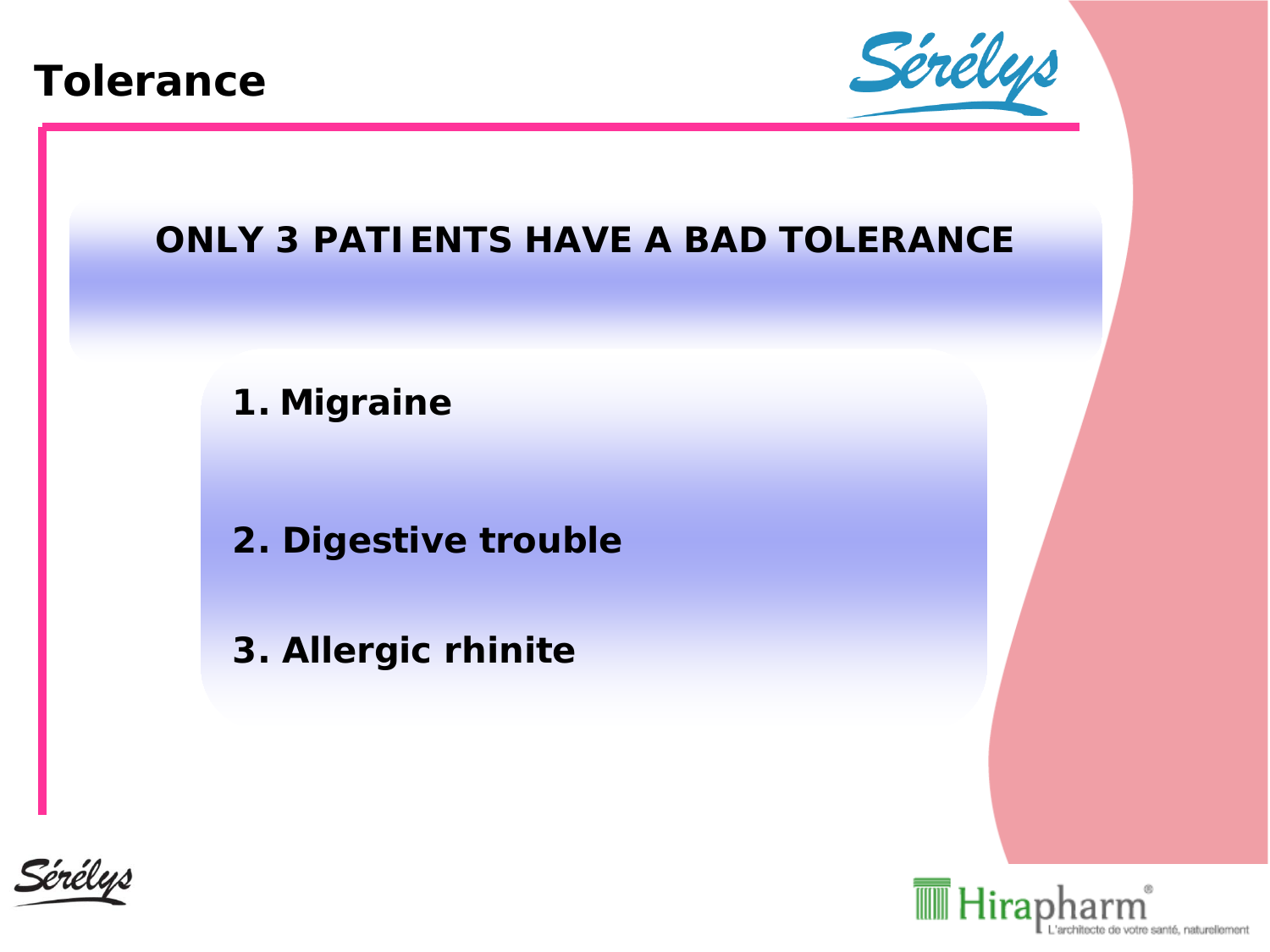# Tolerance

**ONLY 3 PATIENTS HAVE A BAD TOLERANCE**

1. **Migraine**
2. **Digestive trouble**
3. **Allergic rhinite**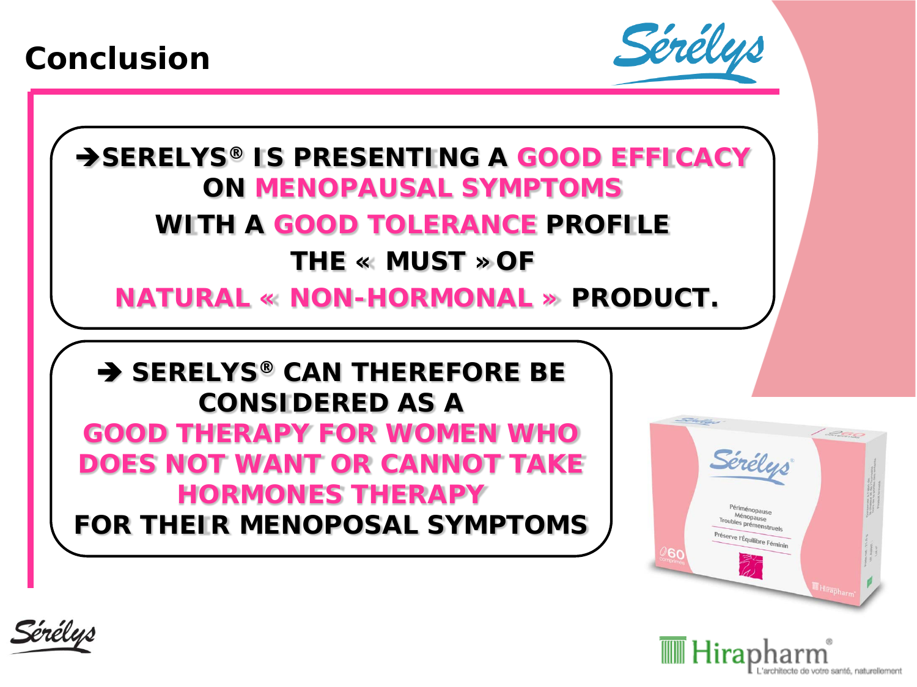# Conclusion

➔**SERELYS® IS PRESENTING A GOOD EFFICACY ON MENOPAUSAL SYMPTOMS**
**WITH A GOOD TOLERANCE PROFILE**
**THE « MUST » OF**
**NATURAL « NON-HORMONAL » PRODUCT.**

➔ **SERELYS® CAN THEREFORE BE CONSIDERED AS A**
**GOOD THERAPY FOR WOMEN WHO DOES NOT WANT OR CANNOT TAKE HORMONES THERAPY**
**FOR THEIR MENOPOSAL SYMPTOMS**